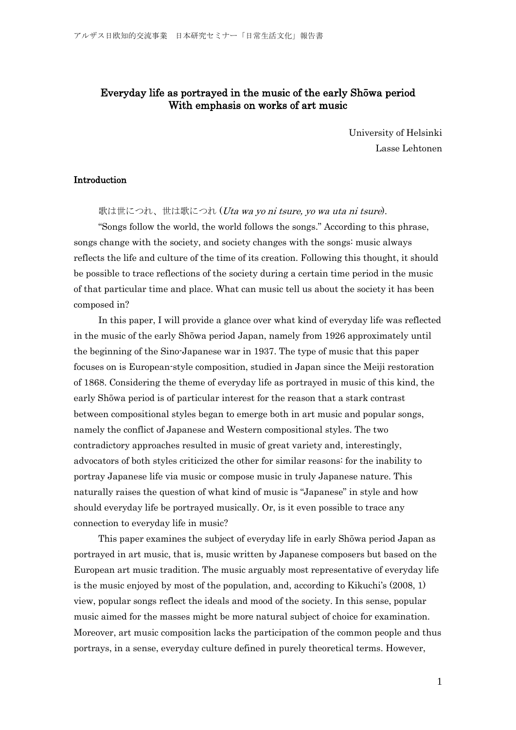# Everyday life as portrayed in the music of the early Shōwa period
## With emphasis on works of art music

University of Helsinki
Lasse Lehtonen

### Introduction

歌は世につれ、世は歌につれ (*Uta wa yo ni tsure, yo wa uta ni tsure*).

"Songs follow the world, the world follows the songs." According to this phrase, songs change with the society, and society changes with the songs: music always reflects the life and culture of the time of its creation. Following this thought, it should be possible to trace reflections of the society during a certain time period in the music of that particular time and place. What can music tell us about the society it has been composed in?

In this paper, I will provide a glance over what kind of everyday life was reflected in the music of the early Shōwa period Japan, namely from 1926 approximately until the beginning of the Sino-Japanese war in 1937. The type of music that this paper focuses on is European-style composition, studied in Japan since the Meiji restoration of 1868. Considering the theme of everyday life as portrayed in music of this kind, the early Shōwa period is of particular interest for the reason that a stark contrast between compositional styles began to emerge both in art music and popular songs, namely the conflict of Japanese and Western compositional styles. The two contradictory approaches resulted in music of great variety and, interestingly, advocators of both styles criticized the other for similar reasons: for the inability to portray Japanese life via music or compose music in truly Japanese nature. This naturally raises the question of what kind of music is "Japanese" in style and how should everyday life be portrayed musically. Or, is it even possible to trace any connection to everyday life in music?

This paper examines the subject of everyday life in early Shōwa period Japan as portrayed in art music, that is, music written by Japanese composers but based on the European art music tradition. The music arguably most representative of everyday life is the music enjoyed by most of the population, and, according to Kikuchi's (2008, 1) view, popular songs reflect the ideals and mood of the society. In this sense, popular music aimed for the masses might be more natural subject of choice for examination. Moreover, art music composition lacks the participation of the common people and thus portrays, in a sense, everyday culture defined in purely theoretical terms. However,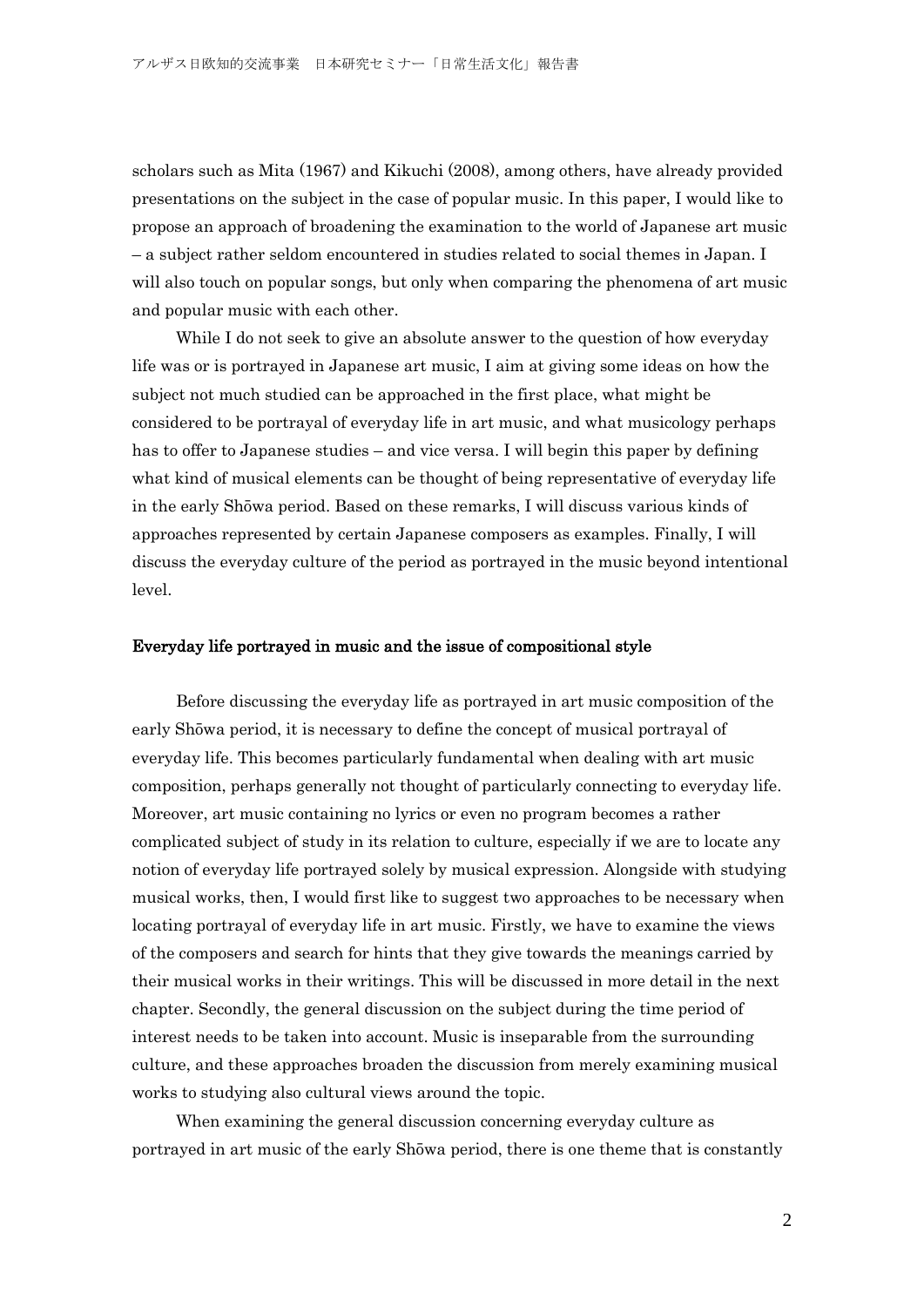scholars such as Mita (1967) and Kikuchi (2008), among others, have already provided presentations on the subject in the case of popular music. In this paper, I would like to propose an approach of broadening the examination to the world of Japanese art music – a subject rather seldom encountered in studies related to social themes in Japan. I will also touch on popular songs, but only when comparing the phenomena of art music and popular music with each other.

While I do not seek to give an absolute answer to the question of how everyday life was or is portrayed in Japanese art music, I aim at giving some ideas on how the subject not much studied can be approached in the first place, what might be considered to be portrayal of everyday life in art music, and what musicology perhaps has to offer to Japanese studies – and vice versa. I will begin this paper by defining what kind of musical elements can be thought of being representative of everyday life in the early Shōwa period. Based on these remarks, I will discuss various kinds of approaches represented by certain Japanese composers as examples. Finally, I will discuss the everyday culture of the period as portrayed in the music beyond intentional level.

### Everyday life portrayed in music and the issue of compositional style

Before discussing the everyday life as portrayed in art music composition of the early Shōwa period, it is necessary to define the concept of musical portrayal of everyday life. This becomes particularly fundamental when dealing with art music composition, perhaps generally not thought of particularly connecting to everyday life. Moreover, art music containing no lyrics or even no program becomes a rather complicated subject of study in its relation to culture, especially if we are to locate any notion of everyday life portrayed solely by musical expression. Alongside with studying musical works, then, I would first like to suggest two approaches to be necessary when locating portrayal of everyday life in art music. Firstly, we have to examine the views of the composers and search for hints that they give towards the meanings carried by their musical works in their writings. This will be discussed in more detail in the next chapter. Secondly, the general discussion on the subject during the time period of interest needs to be taken into account. Music is inseparable from the surrounding culture, and these approaches broaden the discussion from merely examining musical works to studying also cultural views around the topic.

When examining the general discussion concerning everyday culture as portrayed in art music of the early Shōwa period, there is one theme that is constantly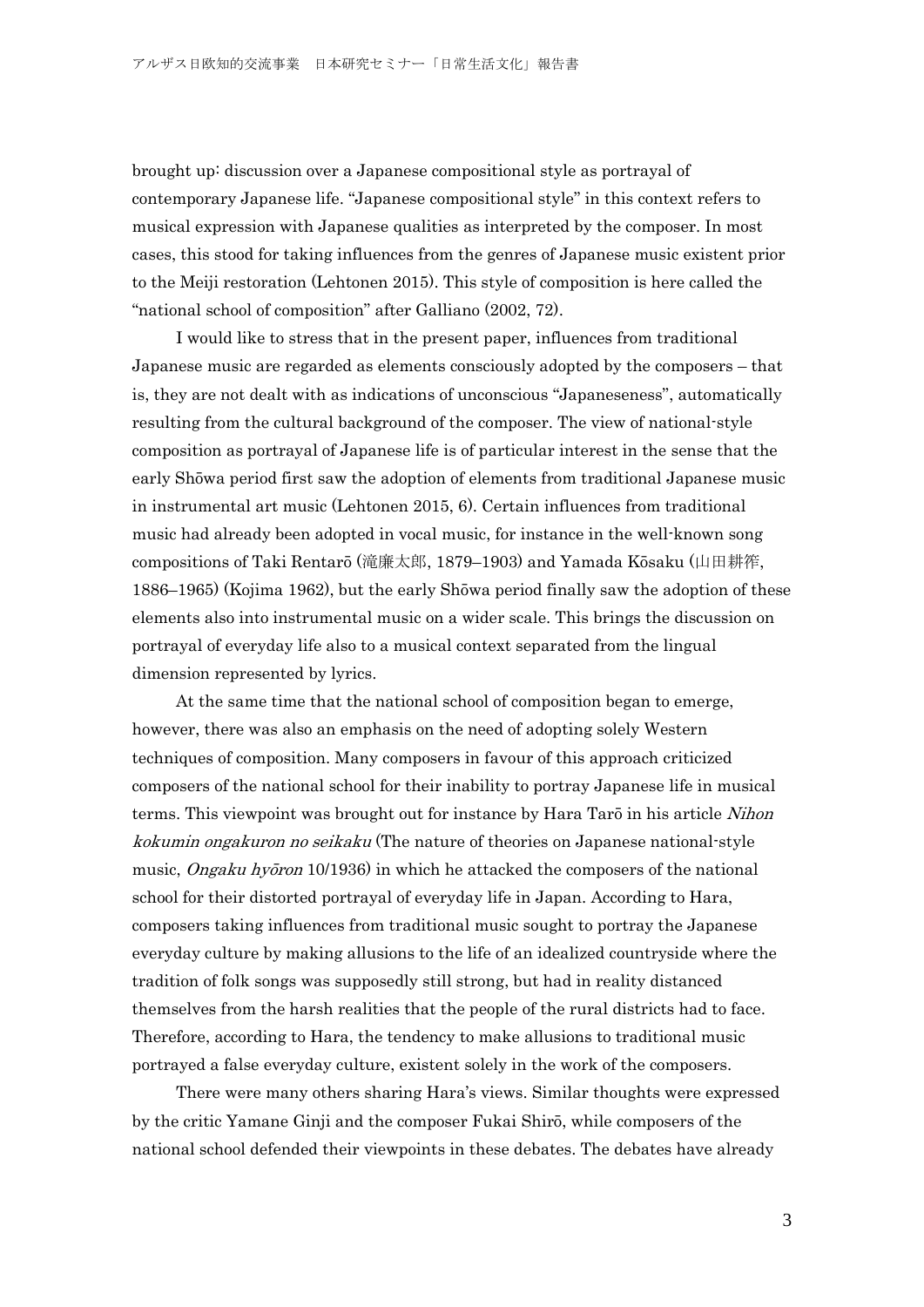brought up: discussion over a Japanese compositional style as portrayal of contemporary Japanese life. "Japanese compositional style" in this context refers to musical expression with Japanese qualities as interpreted by the composer. In most cases, this stood for taking influences from the genres of Japanese music existent prior to the Meiji restoration (Lehtonen 2015). This style of composition is here called the "national school of composition" after Galliano (2002, 72).

I would like to stress that in the present paper, influences from traditional Japanese music are regarded as elements consciously adopted by the composers – that is, they are not dealt with as indications of unconscious "Japaneseness", automatically resulting from the cultural background of the composer. The view of national-style composition as portrayal of Japanese life is of particular interest in the sense that the early Shōwa period first saw the adoption of elements from traditional Japanese music in instrumental art music (Lehtonen 2015, 6). Certain influences from traditional music had already been adopted in vocal music, for instance in the well-known song compositions of Taki Rentarō (滝廉太郎, 1879–1903) and Yamada Kōsaku (山田耕筰, 1886–1965) (Kojima 1962), but the early Shōwa period finally saw the adoption of these elements also into instrumental music on a wider scale. This brings the discussion on portrayal of everyday life also to a musical context separated from the lingual dimension represented by lyrics.

At the same time that the national school of composition began to emerge, however, there was also an emphasis on the need of adopting solely Western techniques of composition. Many composers in favour of this approach criticized composers of the national school for their inability to portray Japanese life in musical terms. This viewpoint was brought out for instance by Hara Tarō in his article *Nihon kokumin ongakuron no seikaku* (The nature of theories on Japanese national-style music, *Ongaku hyōron* 10/1936) in which he attacked the composers of the national school for their distorted portrayal of everyday life in Japan. According to Hara, composers taking influences from traditional music sought to portray the Japanese everyday culture by making allusions to the life of an idealized countryside where the tradition of folk songs was supposedly still strong, but had in reality distanced themselves from the harsh realities that the people of the rural districts had to face. Therefore, according to Hara, the tendency to make allusions to traditional music portrayed a false everyday culture, existent solely in the work of the composers.

There were many others sharing Hara's views. Similar thoughts were expressed by the critic Yamane Ginji and the composer Fukai Shirō, while composers of the national school defended their viewpoints in these debates. The debates have already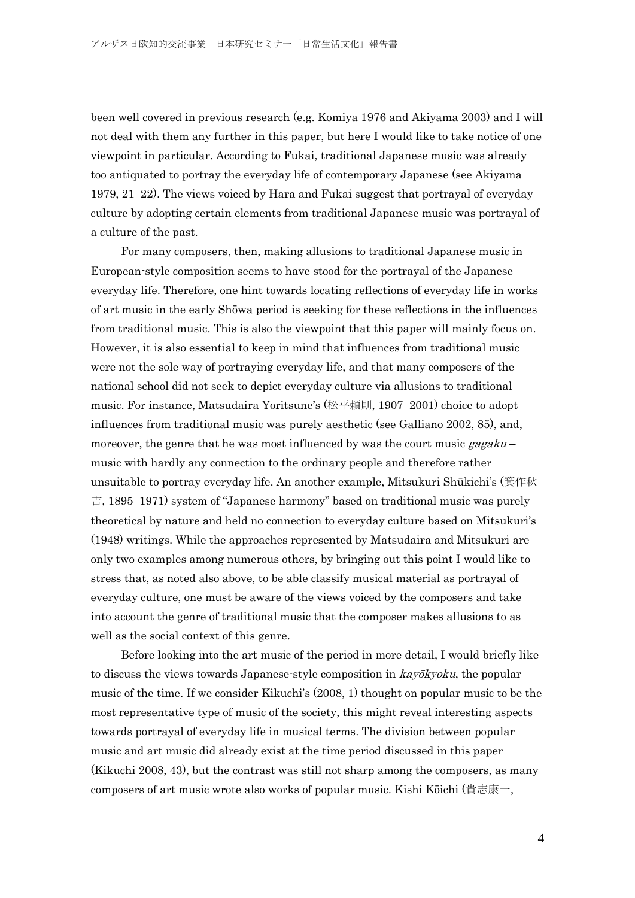been well covered in previous research (e.g. Komiya 1976 and Akiyama 2003) and I will not deal with them any further in this paper, but here I would like to take notice of one viewpoint in particular. According to Fukai, traditional Japanese music was already too antiquated to portray the everyday life of contemporary Japanese (see Akiyama 1979, 21–22). The views voiced by Hara and Fukai suggest that portrayal of everyday culture by adopting certain elements from traditional Japanese music was portrayal of a culture of the past.

For many composers, then, making allusions to traditional Japanese music in European-style composition seems to have stood for the portrayal of the Japanese everyday life. Therefore, one hint towards locating reflections of everyday life in works of art music in the early Shōwa period is seeking for these reflections in the influences from traditional music. This is also the viewpoint that this paper will mainly focus on. However, it is also essential to keep in mind that influences from traditional music were not the sole way of portraying everyday life, and that many composers of the national school did not seek to depict everyday culture via allusions to traditional music. For instance, Matsudaira Yoritsune's (松平頼則, 1907–2001) choice to adopt influences from traditional music was purely aesthetic (see Galliano 2002, 85), and, moreover, the genre that he was most influenced by was the court music *gagaku* – music with hardly any connection to the ordinary people and therefore rather unsuitable to portray everyday life. An another example, Mitsukuri Shūkichi's (箕作秋吉, 1895–1971) system of "Japanese harmony" based on traditional music was purely theoretical by nature and held no connection to everyday culture based on Mitsukuri's (1948) writings. While the approaches represented by Matsudaira and Mitsukuri are only two examples among numerous others, by bringing out this point I would like to stress that, as noted also above, to be able classify musical material as portrayal of everyday culture, one must be aware of the views voiced by the composers and take into account the genre of traditional music that the composer makes allusions to as well as the social context of this genre.

Before looking into the art music of the period in more detail, I would briefly like to discuss the views towards Japanese-style composition in *kayōkyoku*, the popular music of the time. If we consider Kikuchi's (2008, 1) thought on popular music to be the most representative type of music of the society, this might reveal interesting aspects towards portrayal of everyday life in musical terms. The division between popular music and art music did already exist at the time period discussed in this paper (Kikuchi 2008, 43), but the contrast was still not sharp among the composers, as many composers of art music wrote also works of popular music. Kishi Kōichi (貴志康一,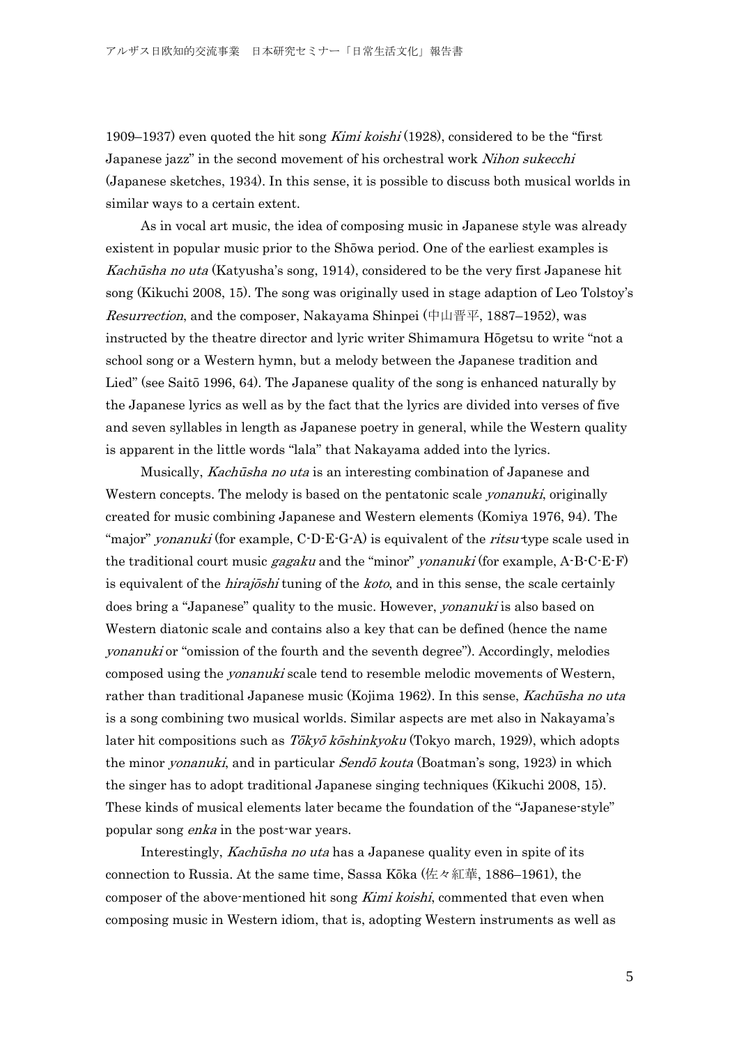1909–1937) even quoted the hit song *Kimi koishi* (1928), considered to be the "first Japanese jazz" in the second movement of his orchestral work *Nihon sukecchi* (Japanese sketches, 1934). In this sense, it is possible to discuss both musical worlds in similar ways to a certain extent.

As in vocal art music, the idea of composing music in Japanese style was already existent in popular music prior to the Shōwa period. One of the earliest examples is *Kachūsha no uta* (Katyusha's song, 1914), considered to be the very first Japanese hit song (Kikuchi 2008, 15). The song was originally used in stage adaption of Leo Tolstoy's *Resurrection*, and the composer, Nakayama Shinpei (中山晋平, 1887–1952), was instructed by the theatre director and lyric writer Shimamura Hōgetsu to write "not a school song or a Western hymn, but a melody between the Japanese tradition and Lied" (see Saitō 1996, 64). The Japanese quality of the song is enhanced naturally by the Japanese lyrics as well as by the fact that the lyrics are divided into verses of five and seven syllables in length as Japanese poetry in general, while the Western quality is apparent in the little words "lala" that Nakayama added into the lyrics.

Musically, *Kachūsha no uta* is an interesting combination of Japanese and Western concepts. The melody is based on the pentatonic scale *yonanuki*, originally created for music combining Japanese and Western elements (Komiya 1976, 94). The "major" *yonanuki* (for example, C-D-E-G-A) is equivalent of the *ritsu*-type scale used in the traditional court music *gagaku* and the "minor" *yonanuki* (for example, A-B-C-E-F) is equivalent of the *hirajōshi* tuning of the *koto*, and in this sense, the scale certainly does bring a "Japanese" quality to the music. However, *yonanuki* is also based on Western diatonic scale and contains also a key that can be defined (hence the name *yonanuki* or "omission of the fourth and the seventh degree"). Accordingly, melodies composed using the *yonanuki* scale tend to resemble melodic movements of Western, rather than traditional Japanese music (Kojima 1962). In this sense, *Kachūsha no uta* is a song combining two musical worlds. Similar aspects are met also in Nakayama's later hit compositions such as *Tōkyō kōshinkyoku* (Tokyo march, 1929), which adopts the minor *yonanuki*, and in particular *Sendō kouta* (Boatman's song, 1923) in which the singer has to adopt traditional Japanese singing techniques (Kikuchi 2008, 15). These kinds of musical elements later became the foundation of the "Japanese-style" popular song *enka* in the post-war years.

Interestingly, *Kachūsha no uta* has a Japanese quality even in spite of its connection to Russia. At the same time, Sassa Kōka (佐々紅華, 1886–1961), the composer of the above-mentioned hit song *Kimi koishi*, commented that even when composing music in Western idiom, that is, adopting Western instruments as well as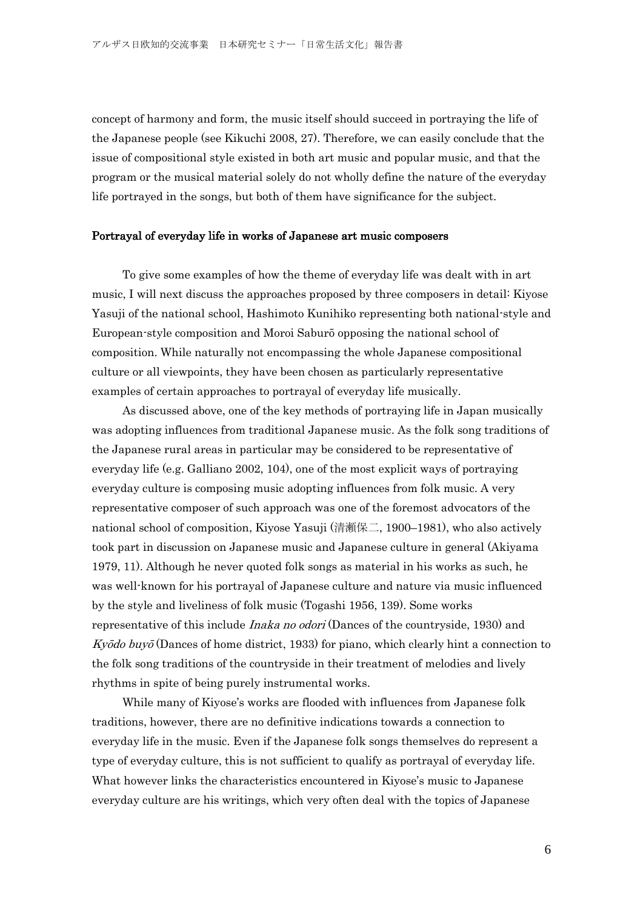concept of harmony and form, the music itself should succeed in portraying the life of the Japanese people (see Kikuchi 2008, 27). Therefore, we can easily conclude that the issue of compositional style existed in both art music and popular music, and that the program or the musical material solely do not wholly define the nature of the everyday life portrayed in the songs, but both of them have significance for the subject.

## Portrayal of everyday life in works of Japanese art music composers

To give some examples of how the theme of everyday life was dealt with in art music, I will next discuss the approaches proposed by three composers in detail: Kiyose Yasuji of the national school, Hashimoto Kunihiko representing both national-style and European-style composition and Moroi Saburō opposing the national school of composition. While naturally not encompassing the whole Japanese compositional culture or all viewpoints, they have been chosen as particularly representative examples of certain approaches to portrayal of everyday life musically.

As discussed above, one of the key methods of portraying life in Japan musically was adopting influences from traditional Japanese music. As the folk song traditions of the Japanese rural areas in particular may be considered to be representative of everyday life (e.g. Galliano 2002, 104), one of the most explicit ways of portraying everyday culture is composing music adopting influences from folk music. A very representative composer of such approach was one of the foremost advocators of the national school of composition, Kiyose Yasuji (清瀬保二, 1900–1981), who also actively took part in discussion on Japanese music and Japanese culture in general (Akiyama 1979, 11). Although he never quoted folk songs as material in his works as such, he was well-known for his portrayal of Japanese culture and nature via music influenced by the style and liveliness of folk music (Togashi 1956, 139). Some works representative of this include *Inaka no odori* (Dances of the countryside, 1930) and *Kyōdo buyō* (Dances of home district, 1933) for piano, which clearly hint a connection to the folk song traditions of the countryside in their treatment of melodies and lively rhythms in spite of being purely instrumental works.

While many of Kiyose's works are flooded with influences from Japanese folk traditions, however, there are no definitive indications towards a connection to everyday life in the music. Even if the Japanese folk songs themselves do represent a type of everyday culture, this is not sufficient to qualify as portrayal of everyday life. What however links the characteristics encountered in Kiyose's music to Japanese everyday culture are his writings, which very often deal with the topics of Japanese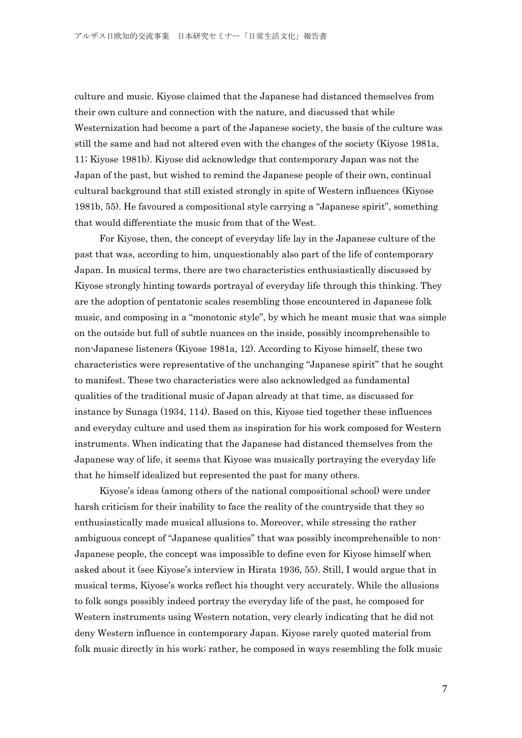culture and music. Kiyose claimed that the Japanese had distanced themselves from their own culture and connection with the nature, and discussed that while Westernization had become a part of the Japanese society, the basis of the culture was still the same and had not altered even with the changes of the society (Kiyose 1981a, 11; Kiyose 1981b). Kiyose did acknowledge that contemporary Japan was not the Japan of the past, but wished to remind the Japanese people of their own, continual cultural background that still existed strongly in spite of Western influences (Kiyose 1981b, 55). He favoured a compositional style carrying a "Japanese spirit", something that would differentiate the music from that of the West.

For Kiyose, then, the concept of everyday life lay in the Japanese culture of the past that was, according to him, unquestionably also part of the life of contemporary Japan. In musical terms, there are two characteristics enthusiastically discussed by Kiyose strongly hinting towards portrayal of everyday life through this thinking. They are the adoption of pentatonic scales resembling those encountered in Japanese folk music, and composing in a "monotonic style", by which he meant music that was simple on the outside but full of subtle nuances on the inside, possibly incomprehensible to non-Japanese listeners (Kiyose 1981a, 12). According to Kiyose himself, these two characteristics were representative of the unchanging "Japanese spirit" that he sought to manifest. These two characteristics were also acknowledged as fundamental qualities of the traditional music of Japan already at that time, as discussed for instance by Sunaga (1934, 114). Based on this, Kiyose tied together these influences and everyday culture and used them as inspiration for his work composed for Western instruments. When indicating that the Japanese had distanced themselves from the Japanese way of life, it seems that Kiyose was musically portraying the everyday life that he himself idealized but represented the past for many others.

Kiyose's ideas (among others of the national compositional school) were under harsh criticism for their inability to face the reality of the countryside that they so enthusiastically made musical allusions to. Moreover, while stressing the rather ambiguous concept of "Japanese qualities" that was possibly incomprehensible to non-Japanese people, the concept was impossible to define even for Kiyose himself when asked about it (see Kiyose's interview in Hirata 1936, 55). Still, I would argue that in musical terms, Kiyose's works reflect his thought very accurately. While the allusions to folk songs possibly indeed portray the everyday life of the past, he composed for Western instruments using Western notation, very clearly indicating that he did not deny Western influence in contemporary Japan. Kiyose rarely quoted material from folk music directly in his work; rather, he composed in ways resembling the folk music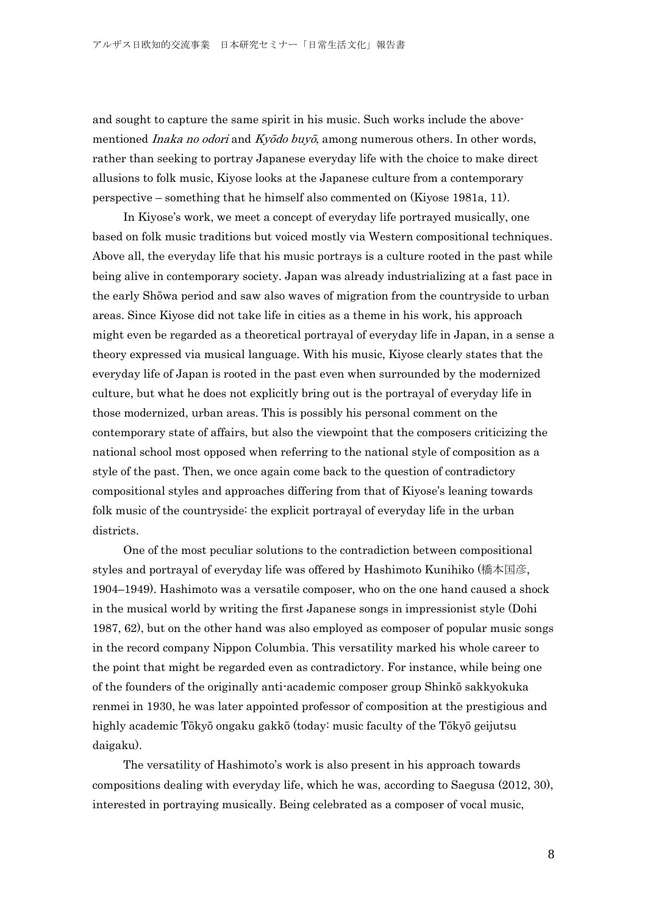and sought to capture the same spirit in his music. Such works include the above-mentioned *Inaka no odori* and *Kyōdo buyō*, among numerous others. In other words, rather than seeking to portray Japanese everyday life with the choice to make direct allusions to folk music, Kiyose looks at the Japanese culture from a contemporary perspective – something that he himself also commented on (Kiyose 1981a, 11).

In Kiyose's work, we meet a concept of everyday life portrayed musically, one based on folk music traditions but voiced mostly via Western compositional techniques. Above all, the everyday life that his music portrays is a culture rooted in the past while being alive in contemporary society. Japan was already industrializing at a fast pace in the early Shōwa period and saw also waves of migration from the countryside to urban areas. Since Kiyose did not take life in cities as a theme in his work, his approach might even be regarded as a theoretical portrayal of everyday life in Japan, in a sense a theory expressed via musical language. With his music, Kiyose clearly states that the everyday life of Japan is rooted in the past even when surrounded by the modernized culture, but what he does not explicitly bring out is the portrayal of everyday life in those modernized, urban areas. This is possibly his personal comment on the contemporary state of affairs, but also the viewpoint that the composers criticizing the national school most opposed when referring to the national style of composition as a style of the past. Then, we once again come back to the question of contradictory compositional styles and approaches differing from that of Kiyose's leaning towards folk music of the countryside: the explicit portrayal of everyday life in the urban districts.

One of the most peculiar solutions to the contradiction between compositional styles and portrayal of everyday life was offered by Hashimoto Kunihiko (橋本国彦, 1904–1949). Hashimoto was a versatile composer, who on the one hand caused a shock in the musical world by writing the first Japanese songs in impressionist style (Dohi 1987, 62), but on the other hand was also employed as composer of popular music songs in the record company Nippon Columbia. This versatility marked his whole career to the point that might be regarded even as contradictory. For instance, while being one of the founders of the originally anti-academic composer group Shinkō sakkyokuka renmei in 1930, he was later appointed professor of composition at the prestigious and highly academic Tōkyō ongaku gakkō (today: music faculty of the Tōkyō geijutsu daigaku).

The versatility of Hashimoto's work is also present in his approach towards compositions dealing with everyday life, which he was, according to Saegusa (2012, 30), interested in portraying musically. Being celebrated as a composer of vocal music,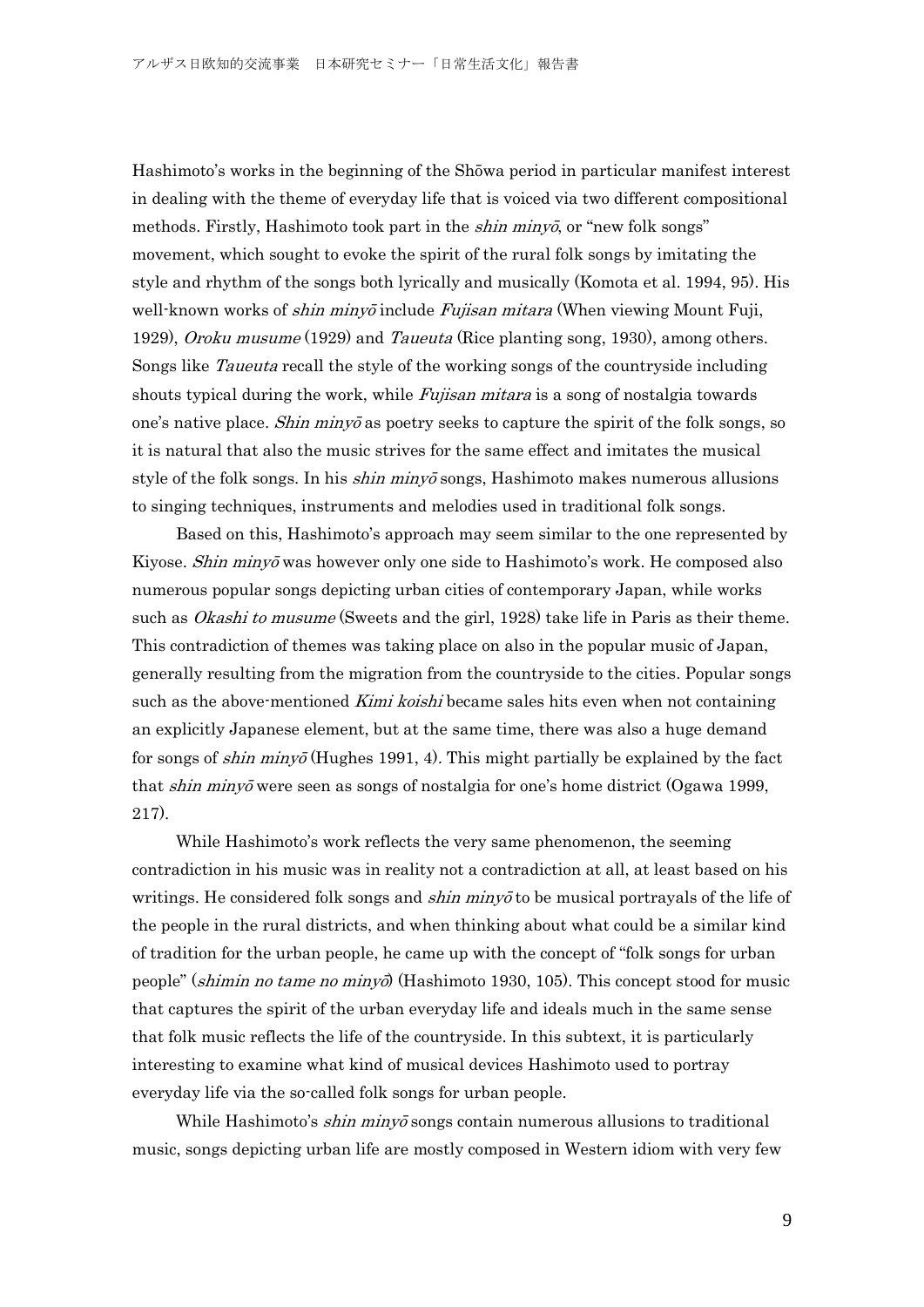Hashimoto's works in the beginning of the Shōwa period in particular manifest interest in dealing with the theme of everyday life that is voiced via two different compositional methods. Firstly, Hashimoto took part in the *shin minyō*, or "new folk songs" movement, which sought to evoke the spirit of the rural folk songs by imitating the style and rhythm of the songs both lyrically and musically (Komota et al. 1994, 95). His well-known works of *shin minyō* include *Fujisan mitara* (When viewing Mount Fuji, 1929), *Oroku musume* (1929) and *Taueuta* (Rice planting song, 1930), among others. Songs like *Taueuta* recall the style of the working songs of the countryside including shouts typical during the work, while *Fujisan mitara* is a song of nostalgia towards one's native place. *Shin minyō* as poetry seeks to capture the spirit of the folk songs, so it is natural that also the music strives for the same effect and imitates the musical style of the folk songs. In his *shin minyō* songs, Hashimoto makes numerous allusions to singing techniques, instruments and melodies used in traditional folk songs.

Based on this, Hashimoto's approach may seem similar to the one represented by Kiyose. *Shin minyō* was however only one side to Hashimoto's work. He composed also numerous popular songs depicting urban cities of contemporary Japan, while works such as *Okashi to musume* (Sweets and the girl, 1928) take life in Paris as their theme. This contradiction of themes was taking place on also in the popular music of Japan, generally resulting from the migration from the countryside to the cities. Popular songs such as the above-mentioned *Kimi koishi* became sales hits even when not containing an explicitly Japanese element, but at the same time, there was also a huge demand for songs of *shin minyō* (Hughes 1991, 4). This might partially be explained by the fact that *shin minyō* were seen as songs of nostalgia for one's home district (Ogawa 1999, 217).

While Hashimoto's work reflects the very same phenomenon, the seeming contradiction in his music was in reality not a contradiction at all, at least based on his writings. He considered folk songs and *shin minyō* to be musical portrayals of the life of the people in the rural districts, and when thinking about what could be a similar kind of tradition for the urban people, he came up with the concept of "folk songs for urban people" (*shimin no tame no minyō*) (Hashimoto 1930, 105). This concept stood for music that captures the spirit of the urban everyday life and ideals much in the same sense that folk music reflects the life of the countryside. In this subtext, it is particularly interesting to examine what kind of musical devices Hashimoto used to portray everyday life via the so-called folk songs for urban people.

While Hashimoto's *shin minyō* songs contain numerous allusions to traditional music, songs depicting urban life are mostly composed in Western idiom with very few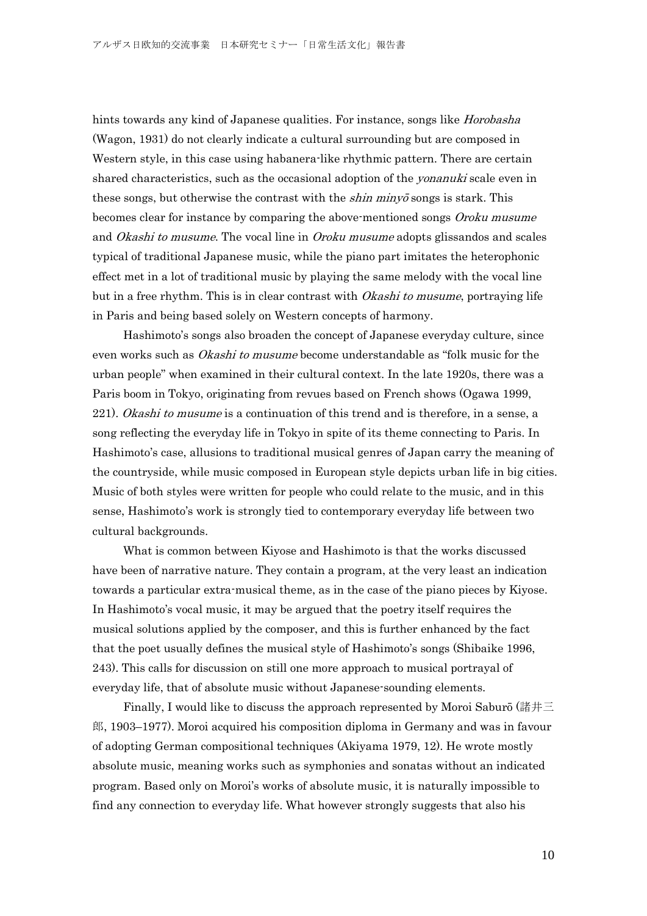hints towards any kind of Japanese qualities. For instance, songs like *Horobasha* (Wagon, 1931) do not clearly indicate a cultural surrounding but are composed in Western style, in this case using habanera-like rhythmic pattern. There are certain shared characteristics, such as the occasional adoption of the *yonanuki* scale even in these songs, but otherwise the contrast with the *shin minyō* songs is stark. This becomes clear for instance by comparing the above-mentioned songs *Oroku musume* and *Okashi to musume*. The vocal line in *Oroku musume* adopts glissandos and scales typical of traditional Japanese music, while the piano part imitates the heterophonic effect met in a lot of traditional music by playing the same melody with the vocal line but in a free rhythm. This is in clear contrast with *Okashi to musume*, portraying life in Paris and being based solely on Western concepts of harmony.

Hashimoto's songs also broaden the concept of Japanese everyday culture, since even works such as *Okashi to musume* become understandable as "folk music for the urban people" when examined in their cultural context. In the late 1920s, there was a Paris boom in Tokyo, originating from revues based on French shows (Ogawa 1999, 221). *Okashi to musume* is a continuation of this trend and is therefore, in a sense, a song reflecting the everyday life in Tokyo in spite of its theme connecting to Paris. In Hashimoto's case, allusions to traditional musical genres of Japan carry the meaning of the countryside, while music composed in European style depicts urban life in big cities. Music of both styles were written for people who could relate to the music, and in this sense, Hashimoto's work is strongly tied to contemporary everyday life between two cultural backgrounds.

What is common between Kiyose and Hashimoto is that the works discussed have been of narrative nature. They contain a program, at the very least an indication towards a particular extra-musical theme, as in the case of the piano pieces by Kiyose. In Hashimoto's vocal music, it may be argued that the poetry itself requires the musical solutions applied by the composer, and this is further enhanced by the fact that the poet usually defines the musical style of Hashimoto's songs (Shibaike 1996, 243). This calls for discussion on still one more approach to musical portrayal of everyday life, that of absolute music without Japanese-sounding elements.

Finally, I would like to discuss the approach represented by Moroi Saburō (諸井三郎, 1903–1977). Moroi acquired his composition diploma in Germany and was in favour of adopting German compositional techniques (Akiyama 1979, 12). He wrote mostly absolute music, meaning works such as symphonies and sonatas without an indicated program. Based only on Moroi's works of absolute music, it is naturally impossible to find any connection to everyday life. What however strongly suggests that also his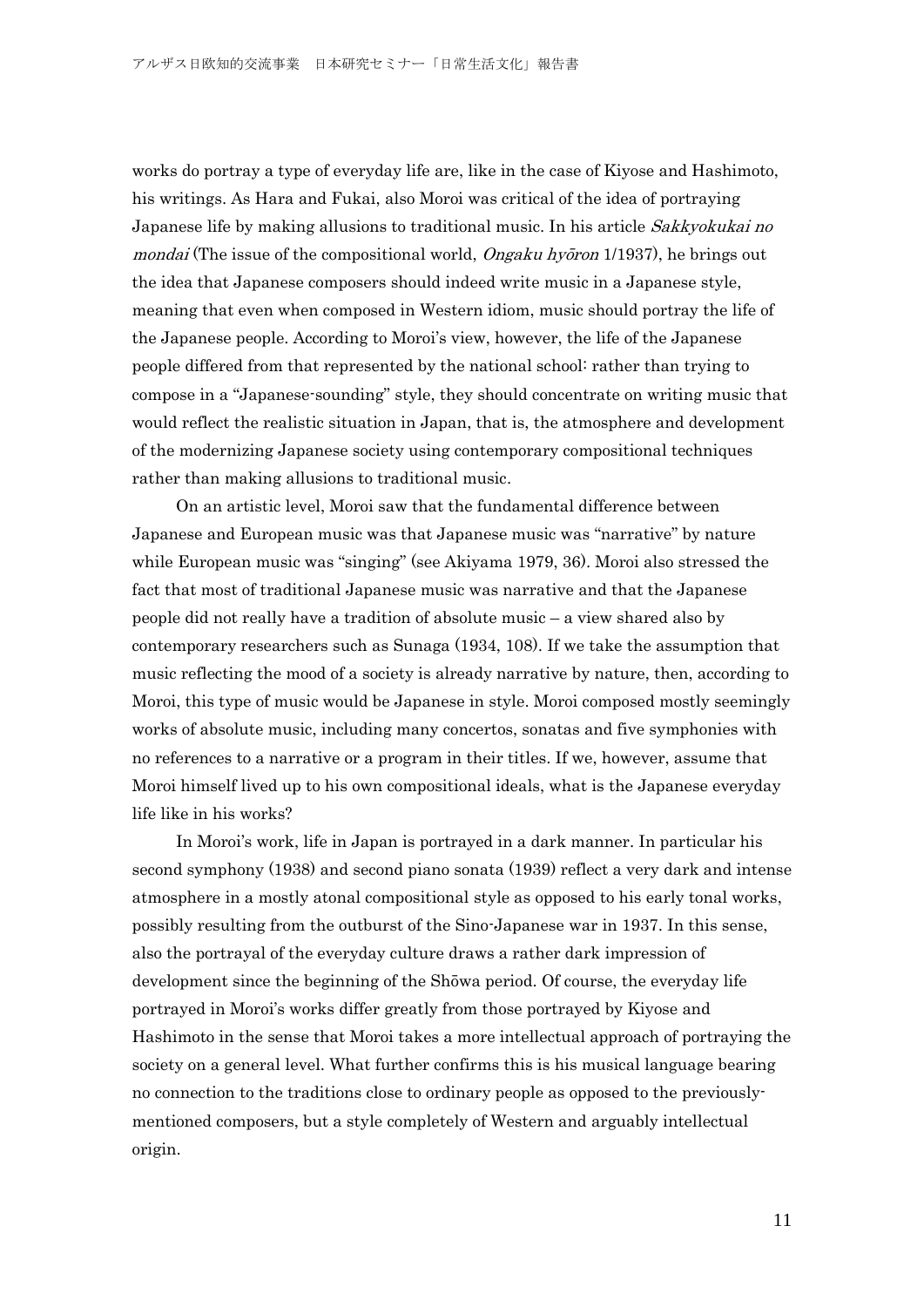works do portray a type of everyday life are, like in the case of Kiyose and Hashimoto, his writings. As Hara and Fukai, also Moroi was critical of the idea of portraying Japanese life by making allusions to traditional music. In his article *Sakkyokukai no mondai* (The issue of the compositional world, *Ongaku hyōron* 1/1937), he brings out the idea that Japanese composers should indeed write music in a Japanese style, meaning that even when composed in Western idiom, music should portray the life of the Japanese people. According to Moroi's view, however, the life of the Japanese people differed from that represented by the national school: rather than trying to compose in a "Japanese-sounding" style, they should concentrate on writing music that would reflect the realistic situation in Japan, that is, the atmosphere and development of the modernizing Japanese society using contemporary compositional techniques rather than making allusions to traditional music.

On an artistic level, Moroi saw that the fundamental difference between Japanese and European music was that Japanese music was "narrative" by nature while European music was "singing" (see Akiyama 1979, 36). Moroi also stressed the fact that most of traditional Japanese music was narrative and that the Japanese people did not really have a tradition of absolute music – a view shared also by contemporary researchers such as Sunaga (1934, 108). If we take the assumption that music reflecting the mood of a society is already narrative by nature, then, according to Moroi, this type of music would be Japanese in style. Moroi composed mostly seemingly works of absolute music, including many concertos, sonatas and five symphonies with no references to a narrative or a program in their titles. If we, however, assume that Moroi himself lived up to his own compositional ideals, what is the Japanese everyday life like in his works?

In Moroi's work, life in Japan is portrayed in a dark manner. In particular his second symphony (1938) and second piano sonata (1939) reflect a very dark and intense atmosphere in a mostly atonal compositional style as opposed to his early tonal works, possibly resulting from the outburst of the Sino-Japanese war in 1937. In this sense, also the portrayal of the everyday culture draws a rather dark impression of development since the beginning of the Shōwa period. Of course, the everyday life portrayed in Moroi's works differ greatly from those portrayed by Kiyose and Hashimoto in the sense that Moroi takes a more intellectual approach of portraying the society on a general level. What further confirms this is his musical language bearing no connection to the traditions close to ordinary people as opposed to the previously-mentioned composers, but a style completely of Western and arguably intellectual origin.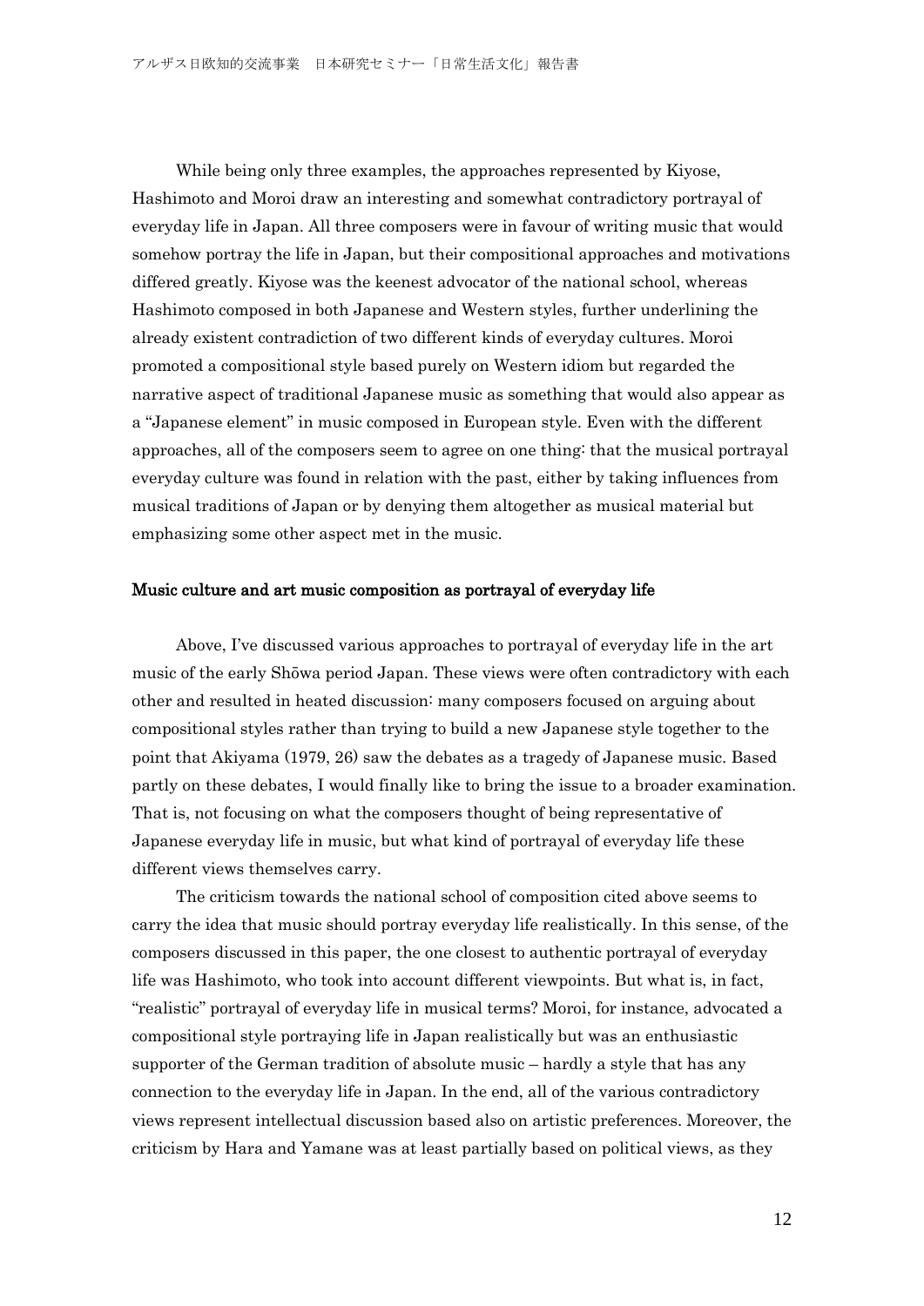While being only three examples, the approaches represented by Kiyose, Hashimoto and Moroi draw an interesting and somewhat contradictory portrayal of everyday life in Japan. All three composers were in favour of writing music that would somehow portray the life in Japan, but their compositional approaches and motivations differed greatly. Kiyose was the keenest advocator of the national school, whereas Hashimoto composed in both Japanese and Western styles, further underlining the already existent contradiction of two different kinds of everyday cultures. Moroi promoted a compositional style based purely on Western idiom but regarded the narrative aspect of traditional Japanese music as something that would also appear as a "Japanese element" in music composed in European style. Even with the different approaches, all of the composers seem to agree on one thing: that the musical portrayal everyday culture was found in relation with the past, either by taking influences from musical traditions of Japan or by denying them altogether as musical material but emphasizing some other aspect met in the music.

## Music culture and art music composition as portrayal of everyday life

Above, I've discussed various approaches to portrayal of everyday life in the art music of the early Shōwa period Japan. These views were often contradictory with each other and resulted in heated discussion: many composers focused on arguing about compositional styles rather than trying to build a new Japanese style together to the point that Akiyama (1979, 26) saw the debates as a tragedy of Japanese music. Based partly on these debates, I would finally like to bring the issue to a broader examination. That is, not focusing on what the composers thought of being representative of Japanese everyday life in music, but what kind of portrayal of everyday life these different views themselves carry.

The criticism towards the national school of composition cited above seems to carry the idea that music should portray everyday life realistically. In this sense, of the composers discussed in this paper, the one closest to authentic portrayal of everyday life was Hashimoto, who took into account different viewpoints. But what is, in fact, "realistic" portrayal of everyday life in musical terms? Moroi, for instance, advocated a compositional style portraying life in Japan realistically but was an enthusiastic supporter of the German tradition of absolute music – hardly a style that has any connection to the everyday life in Japan. In the end, all of the various contradictory views represent intellectual discussion based also on artistic preferences. Moreover, the criticism by Hara and Yamane was at least partially based on political views, as they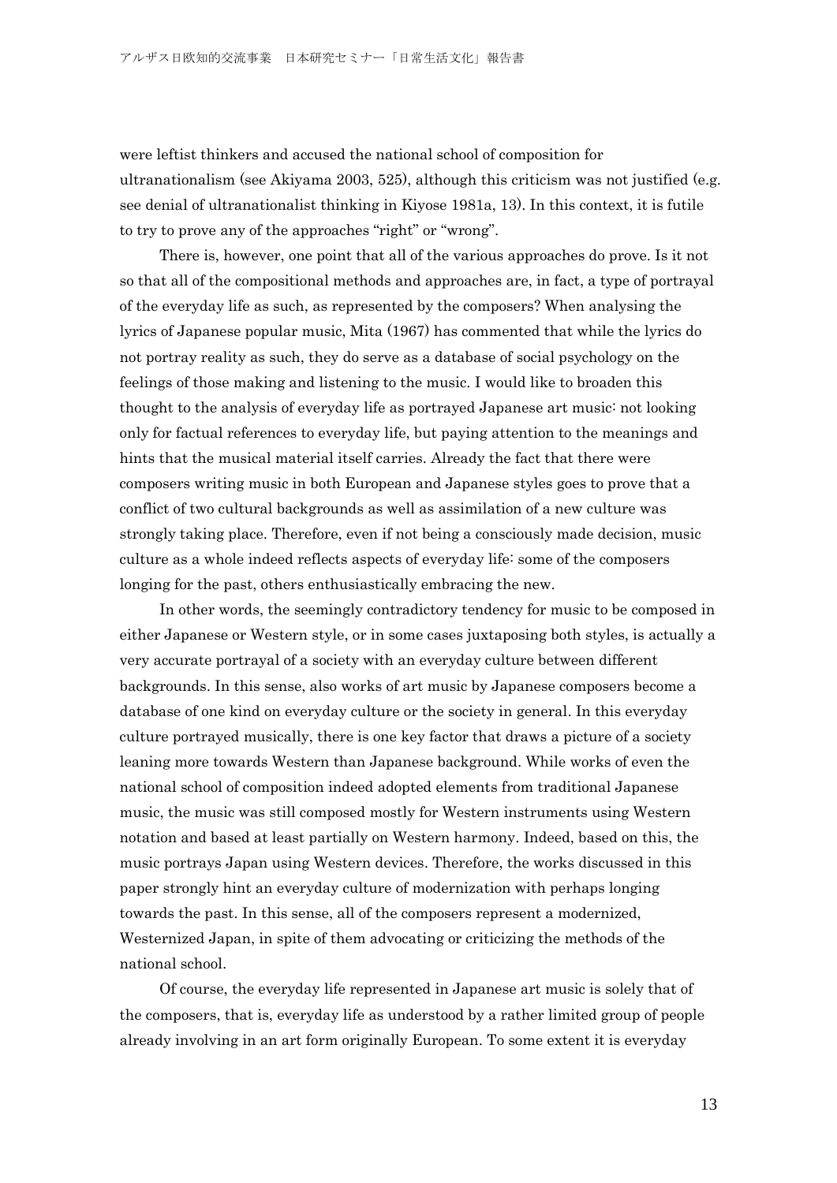were leftist thinkers and accused the national school of composition for ultranationalism (see Akiyama 2003, 525), although this criticism was not justified (e.g. see denial of ultranationalist thinking in Kiyose 1981a, 13). In this context, it is futile to try to prove any of the approaches "right" or "wrong".

There is, however, one point that all of the various approaches do prove. Is it not so that all of the compositional methods and approaches are, in fact, a type of portrayal of the everyday life as such, as represented by the composers? When analysing the lyrics of Japanese popular music, Mita (1967) has commented that while the lyrics do not portray reality as such, they do serve as a database of social psychology on the feelings of those making and listening to the music. I would like to broaden this thought to the analysis of everyday life as portrayed Japanese art music: not looking only for factual references to everyday life, but paying attention to the meanings and hints that the musical material itself carries. Already the fact that there were composers writing music in both European and Japanese styles goes to prove that a conflict of two cultural backgrounds as well as assimilation of a new culture was strongly taking place. Therefore, even if not being a consciously made decision, music culture as a whole indeed reflects aspects of everyday life: some of the composers longing for the past, others enthusiastically embracing the new.

In other words, the seemingly contradictory tendency for music to be composed in either Japanese or Western style, or in some cases juxtaposing both styles, is actually a very accurate portrayal of a society with an everyday culture between different backgrounds. In this sense, also works of art music by Japanese composers become a database of one kind on everyday culture or the society in general. In this everyday culture portrayed musically, there is one key factor that draws a picture of a society leaning more towards Western than Japanese background. While works of even the national school of composition indeed adopted elements from traditional Japanese music, the music was still composed mostly for Western instruments using Western notation and based at least partially on Western harmony. Indeed, based on this, the music portrays Japan using Western devices. Therefore, the works discussed in this paper strongly hint an everyday culture of modernization with perhaps longing towards the past. In this sense, all of the composers represent a modernized, Westernized Japan, in spite of them advocating or criticizing the methods of the national school.

Of course, the everyday life represented in Japanese art music is solely that of the composers, that is, everyday life as understood by a rather limited group of people already involving in an art form originally European. To some extent it is everyday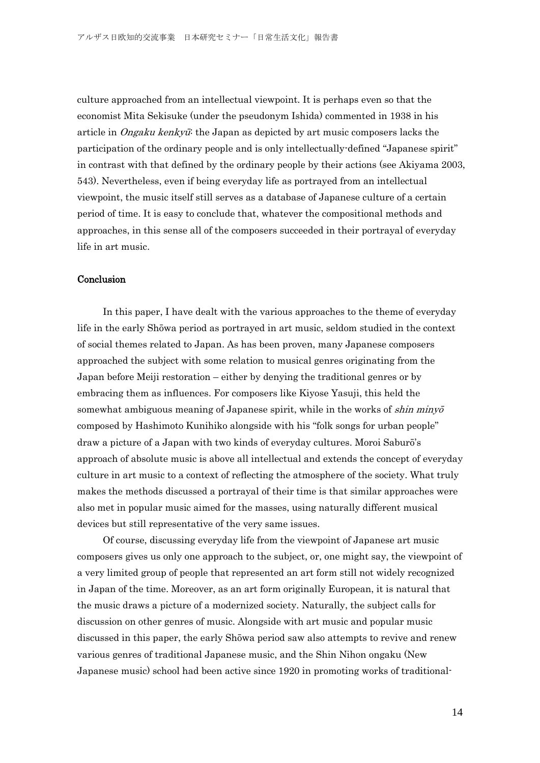culture approached from an intellectual viewpoint. It is perhaps even so that the economist Mita Sekisuke (under the pseudonym Ishida) commented in 1938 in his article in *Ongaku kenkyū*: the Japan as depicted by art music composers lacks the participation of the ordinary people and is only intellectually-defined "Japanese spirit" in contrast with that defined by the ordinary people by their actions (see Akiyama 2003, 543). Nevertheless, even if being everyday life as portrayed from an intellectual viewpoint, the music itself still serves as a database of Japanese culture of a certain period of time. It is easy to conclude that, whatever the compositional methods and approaches, in this sense all of the composers succeeded in their portrayal of everyday life in art music.

## Conclusion

In this paper, I have dealt with the various approaches to the theme of everyday life in the early Shōwa period as portrayed in art music, seldom studied in the context of social themes related to Japan. As has been proven, many Japanese composers approached the subject with some relation to musical genres originating from the Japan before Meiji restoration – either by denying the traditional genres or by embracing them as influences. For composers like Kiyose Yasuji, this held the somewhat ambiguous meaning of Japanese spirit, while in the works of *shin minyō* composed by Hashimoto Kunihiko alongside with his "folk songs for urban people" draw a picture of a Japan with two kinds of everyday cultures. Moroi Saburō's approach of absolute music is above all intellectual and extends the concept of everyday culture in art music to a context of reflecting the atmosphere of the society. What truly makes the methods discussed a portrayal of their time is that similar approaches were also met in popular music aimed for the masses, using naturally different musical devices but still representative of the very same issues.

Of course, discussing everyday life from the viewpoint of Japanese art music composers gives us only one approach to the subject, or, one might say, the viewpoint of a very limited group of people that represented an art form still not widely recognized in Japan of the time. Moreover, as an art form originally European, it is natural that the music draws a picture of a modernized society. Naturally, the subject calls for discussion on other genres of music. Alongside with art music and popular music discussed in this paper, the early Shōwa period saw also attempts to revive and renew various genres of traditional Japanese music, and the Shin Nihon ongaku (New Japanese music) school had been active since 1920 in promoting works of traditional-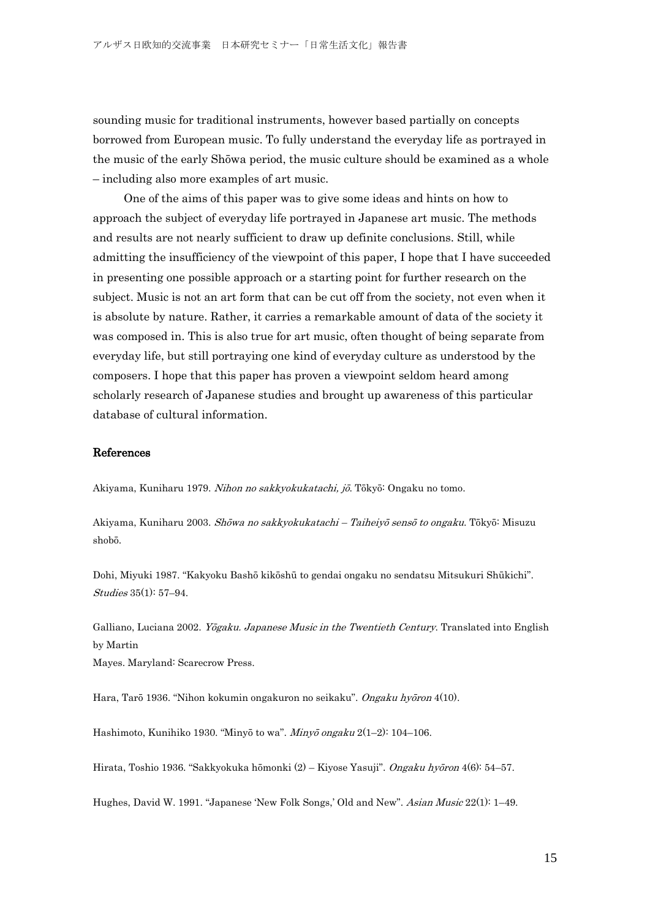sounding music for traditional instruments, however based partially on concepts borrowed from European music. To fully understand the everyday life as portrayed in the music of the early Shōwa period, the music culture should be examined as a whole – including also more examples of art music.

One of the aims of this paper was to give some ideas and hints on how to approach the subject of everyday life portrayed in Japanese art music. The methods and results are not nearly sufficient to draw up definite conclusions. Still, while admitting the insufficiency of the viewpoint of this paper, I hope that I have succeeded in presenting one possible approach or a starting point for further research on the subject. Music is not an art form that can be cut off from the society, not even when it is absolute by nature. Rather, it carries a remarkable amount of data of the society it was composed in. This is also true for art music, often thought of being separate from everyday life, but still portraying one kind of everyday culture as understood by the composers. I hope that this paper has proven a viewpoint seldom heard among scholarly research of Japanese studies and brought up awareness of this particular database of cultural information.

## References

Akiyama, Kuniharu 1979. *Nihon no sakkyokukatachi, jō*. Tōkyō: Ongaku no tomo.

Akiyama, Kuniharu 2003. *Shōwa no sakkyokukatachi – Taiheiyō sensō to ongaku*. Tōkyō: Misuzu shobō.

Dohi, Miyuki 1987. "Kakyoku Bashō kikōshū to gendai ongaku no sendatsu Mitsukuri Shūkichi". *Studies* 35(1): 57–94.

Galliano, Luciana 2002. *Yōgaku. Japanese Music in the Twentieth Century*. Translated into English by Martin Mayes. Maryland: Scarecrow Press.

Hara, Tarō 1936. "Nihon kokumin ongakuron no seikaku". *Ongaku hyōron* 4(10).

Hashimoto, Kunihiko 1930. "Minyō to wa". *Minyō ongaku* 2(1–2): 104–106.

Hirata, Toshio 1936. "Sakkyokuka hōmonki (2) – Kiyose Yasuji". *Ongaku hyōron* 4(6): 54–57.

Hughes, David W. 1991. "Japanese 'New Folk Songs,' Old and New". *Asian Music* 22(1): 1–49.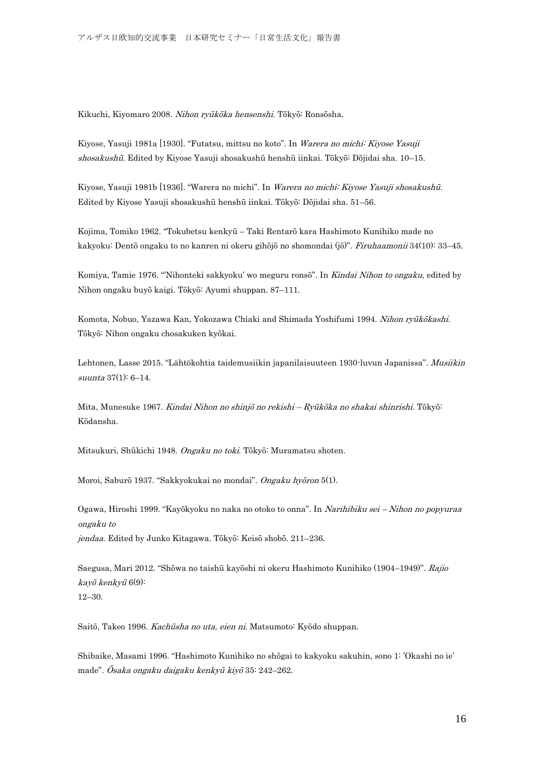Kikuchi, Kiyomaro 2008. *Nihon ryūkōka hensenshi*. Tōkyō: Ronsōsha.

Kiyose, Yasuji 1981a [1930]. "Futatsu, mittsu no koto". In *Warera no michi: Kiyose Yasuji shosakushū*. Edited by Kiyose Yasuji shosakushū henshū iinkai. Tōkyō: Dōjidai sha. 10–15.

Kiyose, Yasuji 1981b [1936]. "Warera no michi". In *Warera no michi: Kiyose Yasuji shosakushū*. Edited by Kiyose Yasuji shosakushū henshū iinkai. Tōkyō: Dōjidai sha. 51–56.

Kojima, Tomiko 1962. "Tokubetsu kenkyū – Taki Rentarō kara Hashimoto Kunihiko made no kakyoku: Dentō ongaku to no kanren ni okeru gihōjō no shomondai (jō)". *Firuhaamonii* 34(10): 33–45.

Komiya, Tamie 1976. "'Nihonteki sakkyoku' wo meguru ronsō". In *Kindai Nihon to ongaku*, edited by Nihon ongaku buyō kaigi. Tōkyō: Ayumi shuppan. 87–111.

Komota, Nobuo, Yazawa Kan, Yokozawa Chiaki and Shimada Yoshifumi 1994. *Nihon ryūkōkashi*. Tōkyō: Nihon ongaku chosakuken kyōkai.

Lehtonen, Lasse 2015. "Lähtökohtia taidemusiikin japanilaisuuteen 1930-luvun Japanissa". *Musiikin suunta* 37(1): 6–14.

Mita, Munesuke 1967. *Kindai Nihon no shinjō no rekishi – Ryūkōka no shakai shinrishi.* Tōkyō: Kōdansha.

Mitsukuri, Shūkichi 1948. *Ongaku no toki*. Tōkyō: Muramatsu shoten.

Moroi, Saburō 1937. "Sakkyokukai no mondai". *Ongaku hyōron* 5(1).

Ogawa, Hiroshi 1999. "Kayōkyoku no naka no otoko to onna". In *Narihibiku sei – Nihon no popyuraa ongaku to jendaa*. Edited by Junko Kitagawa. Tōkyō: Keisō shobō. 211–236.

Saegusa, Mari 2012. "Shōwa no taishū kayōshi ni okeru Hashimoto Kunihiko (1904–1949)". *Rajio kayō kenkyū* 6(9): 12–30.

Saitō, Takeo 1996. *Kachūsha no uta, eien ni*. Matsumoto: Kyōdo shuppan.

Shibaike, Masami 1996. "Hashimoto Kunihiko no shōgai to kakyoku sakuhin, sono 1: 'Okashi no ie' made". *Ōsaka ongaku daigaku kenkyū kiyō* 35: 242–262.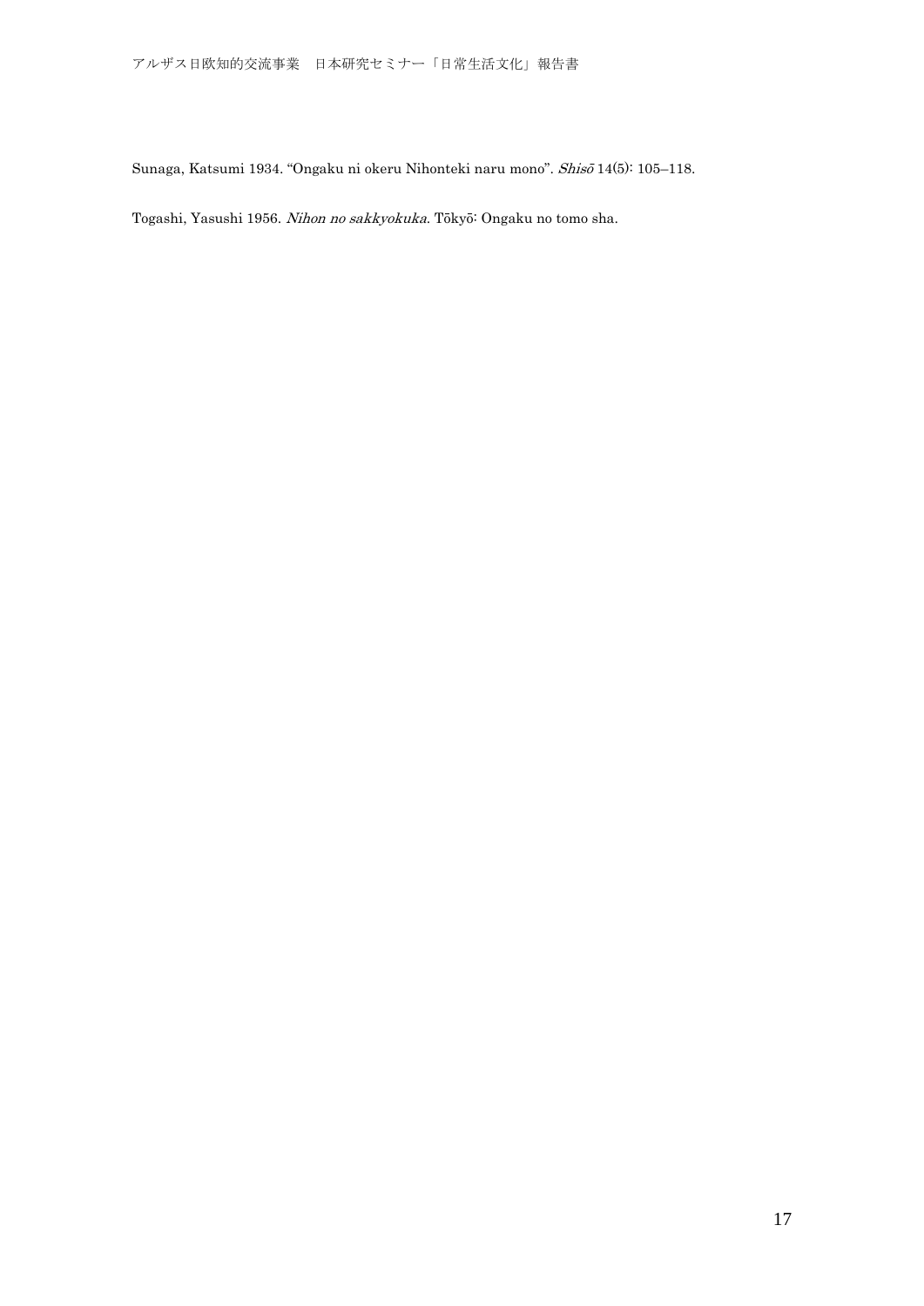Sunaga, Katsumi 1934. “Ongaku ni okeru Nihonteki naru mono”. *Shisō* 14(5): 105–118.

Togashi, Yasushi 1956. *Nihon no sakkyokuka*. Tōkyō: Ongaku no tomo sha.